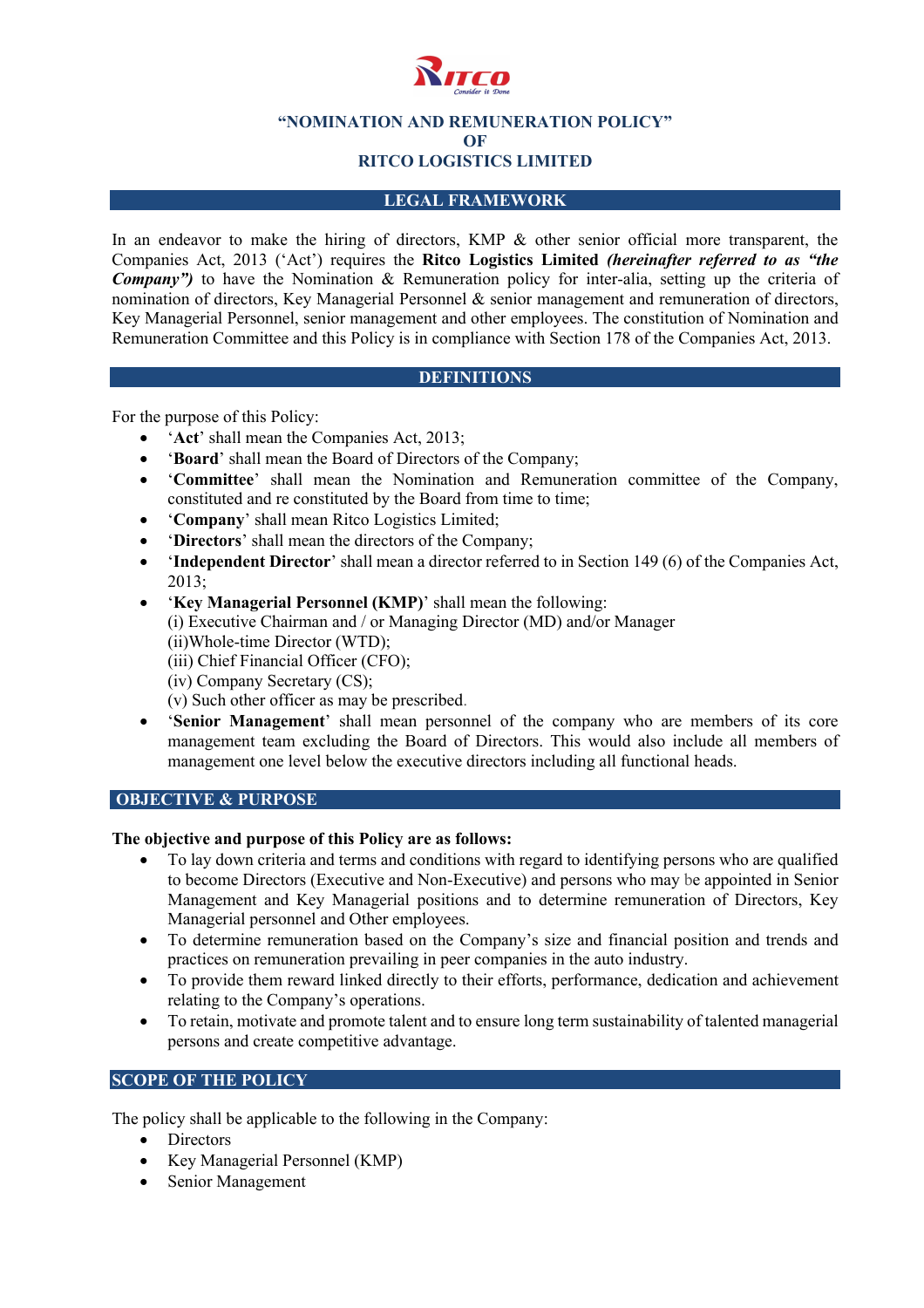# "NOMINATION AND REMUNERATION POLICY"
# OF
# RITCO LOGISTICS LIMITED

## LEGAL FRAMEWORK

In an endeavor to make the hiring of directors, KMP & other senior official more transparent, the Companies Act, 2013 ('Act') requires the **Ritco Logistics Limited** ***(hereinafter referred to as "the Company")*** to have the Nomination & Remuneration policy for inter-alia, setting up the criteria of nomination of directors, Key Managerial Personnel & senior management and remuneration of directors, Key Managerial Personnel, senior management and other employees. The constitution of Nomination and Remuneration Committee and this Policy is in compliance with Section 178 of the Companies Act, 2013.

## DEFINITIONS

For the purpose of this Policy:

- '**Act**' shall mean the Companies Act, 2013;
- '**Board**' shall mean the Board of Directors of the Company;
- '**Committee**' shall mean the Nomination and Remuneration committee of the Company, constituted and re constituted by the Board from time to time;
- '**Company**' shall mean Ritco Logistics Limited;
- '**Directors**' shall mean the directors of the Company;
- '**Independent Director**' shall mean a director referred to in Section 149 (6) of the Companies Act, 2013;
- '**Key Managerial Personnel (KMP)**' shall mean the following:
  (i) Executive Chairman and / or Managing Director (MD) and/or Manager
  (ii)Whole-time Director (WTD);
  (iii) Chief Financial Officer (CFO);
  (iv) Company Secretary (CS);
  (v) Such other officer as may be prescribed.
- '**Senior Management**' shall mean personnel of the company who are members of its core management team excluding the Board of Directors. This would also include all members of management one level below the executive directors including all functional heads.

## OBJECTIVE & PURPOSE

**The objective and purpose of this Policy are as follows:**

- To lay down criteria and terms and conditions with regard to identifying persons who are qualified to become Directors (Executive and Non-Executive) and persons who may be appointed in Senior Management and Key Managerial positions and to determine remuneration of Directors, Key Managerial personnel and Other employees.
- To determine remuneration based on the Company's size and financial position and trends and practices on remuneration prevailing in peer companies in the auto industry.
- To provide them reward linked directly to their efforts, performance, dedication and achievement relating to the Company's operations.
- To retain, motivate and promote talent and to ensure long term sustainability of talented managerial persons and create competitive advantage.

## SCOPE OF THE POLICY

The policy shall be applicable to the following in the Company:

- Directors
- Key Managerial Personnel (KMP)
- Senior Management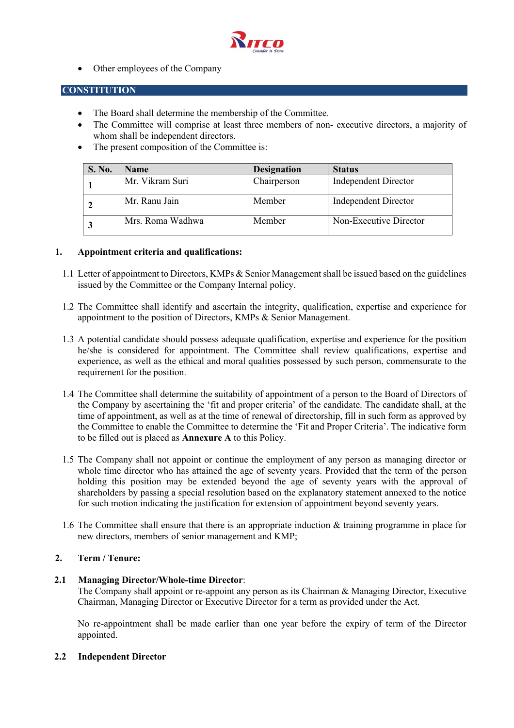- Other employees of the Company

## CONSTITUTION

- The Board shall determine the membership of the Committee.
- The Committee will comprise at least three members of non- executive directors, a majority of whom shall be independent directors.
- The present composition of the Committee is:

| S. No. | Name | Designation | Status |
|---|---|---|---|
| 1 | Mr. Vikram Suri | Chairperson | Independent Director |
| 2 | Mr. Ranu Jain | Member | Independent Director |
| 3 | Mrs. Roma Wadhwa | Member | Non-Executive Director |

### 1. Appointment criteria and qualifications:

1.1 Letter of appointment to Directors, KMPs & Senior Management shall be issued based on the guidelines issued by the Committee or the Company Internal policy.

1.2 The Committee shall identify and ascertain the integrity, qualification, expertise and experience for appointment to the position of Directors, KMPs & Senior Management.

1.3 A potential candidate should possess adequate qualification, expertise and experience for the position he/she is considered for appointment. The Committee shall review qualifications, expertise and experience, as well as the ethical and moral qualities possessed by such person, commensurate to the requirement for the position.

1.4 The Committee shall determine the suitability of appointment of a person to the Board of Directors of the Company by ascertaining the 'fit and proper criteria' of the candidate. The candidate shall, at the time of appointment, as well as at the time of renewal of directorship, fill in such form as approved by the Committee to enable the Committee to determine the 'Fit and Proper Criteria'. The indicative form to be filled out is placed as **Annexure A** to this Policy.

1.5 The Company shall not appoint or continue the employment of any person as managing director or whole time director who has attained the age of seventy years. Provided that the term of the person holding this position may be extended beyond the age of seventy years with the approval of shareholders by passing a special resolution based on the explanatory statement annexed to the notice for such motion indicating the justification for extension of appointment beyond seventy years.

1.6 The Committee shall ensure that there is an appropriate induction & training programme in place for new directors, members of senior management and KMP;

### 2. Term / Tenure:

**2.1 Managing Director/Whole-time Director**:

The Company shall appoint or re-appoint any person as its Chairman & Managing Director, Executive Chairman, Managing Director or Executive Director for a term as provided under the Act.

No re-appointment shall be made earlier than one year before the expiry of term of the Director appointed.

**2.2 Independent Director**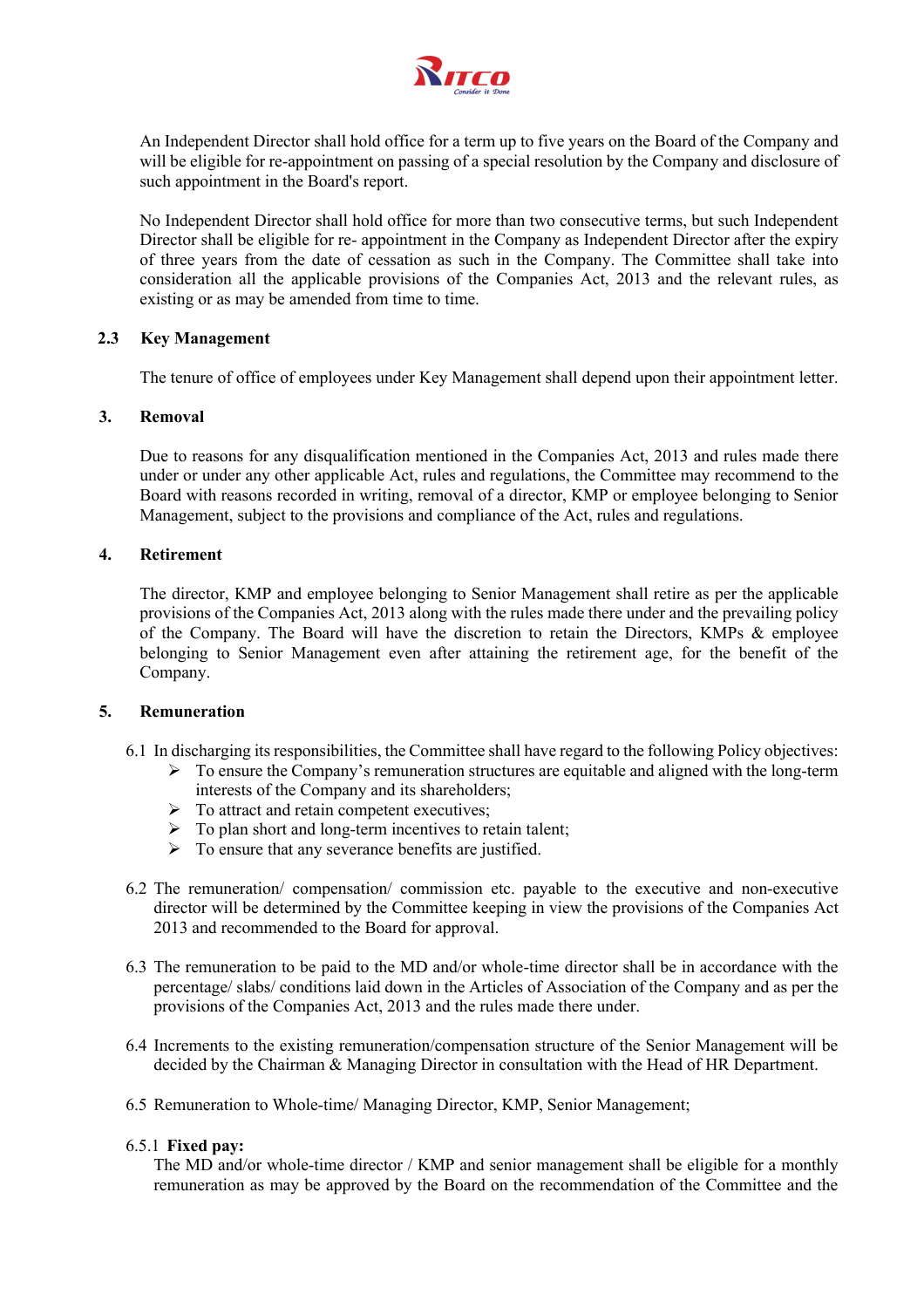An Independent Director shall hold office for a term up to five years on the Board of the Company and will be eligible for re-appointment on passing of a special resolution by the Company and disclosure of such appointment in the Board's report.

No Independent Director shall hold office for more than two consecutive terms, but such Independent Director shall be eligible for re- appointment in the Company as Independent Director after the expiry of three years from the date of cessation as such in the Company. The Committee shall take into consideration all the applicable provisions of the Companies Act, 2013 and the relevant rules, as existing or as may be amended from time to time.

### 2.3 Key Management

The tenure of office of employees under Key Management shall depend upon their appointment letter.

## 3. Removal

Due to reasons for any disqualification mentioned in the Companies Act, 2013 and rules made there under or under any other applicable Act, rules and regulations, the Committee may recommend to the Board with reasons recorded in writing, removal of a director, KMP or employee belonging to Senior Management, subject to the provisions and compliance of the Act, rules and regulations.

## 4. Retirement

The director, KMP and employee belonging to Senior Management shall retire as per the applicable provisions of the Companies Act, 2013 along with the rules made there under and the prevailing policy of the Company. The Board will have the discretion to retain the Directors, KMPs & employee belonging to Senior Management even after attaining the retirement age, for the benefit of the Company.

## 5. Remuneration

6.1 In discharging its responsibilities, the Committee shall have regard to the following Policy objectives:

- To ensure the Company's remuneration structures are equitable and aligned with the long-term interests of the Company and its shareholders;
- To attract and retain competent executives;
- To plan short and long-term incentives to retain talent;
- To ensure that any severance benefits are justified.

6.2 The remuneration/ compensation/ commission etc. payable to the executive and non-executive director will be determined by the Committee keeping in view the provisions of the Companies Act 2013 and recommended to the Board for approval.

6.3 The remuneration to be paid to the MD and/or whole-time director shall be in accordance with the percentage/ slabs/ conditions laid down in the Articles of Association of the Company and as per the provisions of the Companies Act, 2013 and the rules made there under.

6.4 Increments to the existing remuneration/compensation structure of the Senior Management will be decided by the Chairman & Managing Director in consultation with the Head of HR Department.

6.5 Remuneration to Whole-time/ Managing Director, KMP, Senior Management;

6.5.1 **Fixed pay:**

The MD and/or whole-time director / KMP and senior management shall be eligible for a monthly remuneration as may be approved by the Board on the recommendation of the Committee and the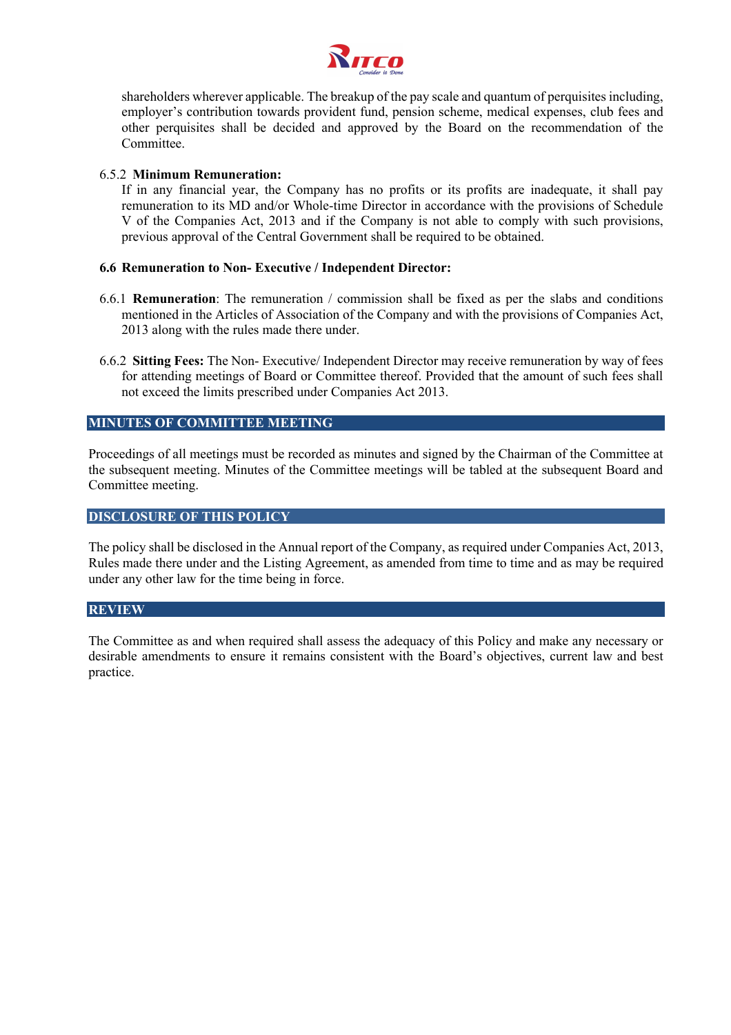shareholders wherever applicable. The breakup of the pay scale and quantum of perquisites including, employer's contribution towards provident fund, pension scheme, medical expenses, club fees and other perquisites shall be decided and approved by the Board on the recommendation of the Committee.

6.5.2 **Minimum Remuneration:**
If in any financial year, the Company has no profits or its profits are inadequate, it shall pay remuneration to its MD and/or Whole-time Director in accordance with the provisions of Schedule V of the Companies Act, 2013 and if the Company is not able to comply with such provisions, previous approval of the Central Government shall be required to be obtained.

**6.6 Remuneration to Non- Executive / Independent Director:**

6.6.1 **Remuneration**: The remuneration / commission shall be fixed as per the slabs and conditions mentioned in the Articles of Association of the Company and with the provisions of Companies Act, 2013 along with the rules made there under.

6.6.2 **Sitting Fees:** The Non- Executive/ Independent Director may receive remuneration by way of fees for attending meetings of Board or Committee thereof. Provided that the amount of such fees shall not exceed the limits prescribed under Companies Act 2013.

## MINUTES OF COMMITTEE MEETING

Proceedings of all meetings must be recorded as minutes and signed by the Chairman of the Committee at the subsequent meeting. Minutes of the Committee meetings will be tabled at the subsequent Board and Committee meeting.

## DISCLOSURE OF THIS POLICY

The policy shall be disclosed in the Annual report of the Company, as required under Companies Act, 2013, Rules made there under and the Listing Agreement, as amended from time to time and as may be required under any other law for the time being in force.

## REVIEW

The Committee as and when required shall assess the adequacy of this Policy and make any necessary or desirable amendments to ensure it remains consistent with the Board's objectives, current law and best practice.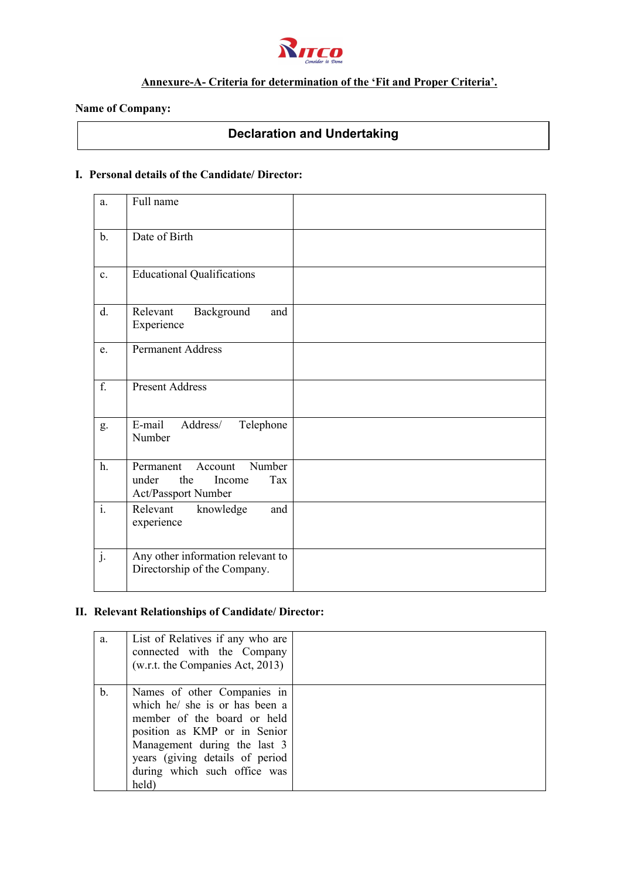## Annexure-A- Criteria for determination of the 'Fit and Proper Criteria'.

**Name of Company:**

### Declaration and Undertaking

**I. Personal details of the Candidate/ Director:**

| | | |
|---|---|---|
| a. | Full name | |
| b. | Date of Birth | |
| c. | Educational Qualifications | |
| d. | Relevant Background and Experience | |
| e. | Permanent Address | |
| f. | Present Address | |
| g. | E-mail Address/ Telephone Number | |
| h. | Permanent Account Number under the Income Tax Act/Passport Number | |
| i. | Relevant knowledge and experience | |
| j. | Any other information relevant to Directorship of the Company. | |

**II. Relevant Relationships of Candidate/ Director:**

| | | |
|---|---|---|
| a. | List of Relatives if any who are connected with the Company (w.r.t. the Companies Act, 2013) | |
| b. | Names of other Companies in which he/ she is or has been a member of the board or held position as KMP or in Senior Management during the last 3 years (giving details of period during which such office was held) | |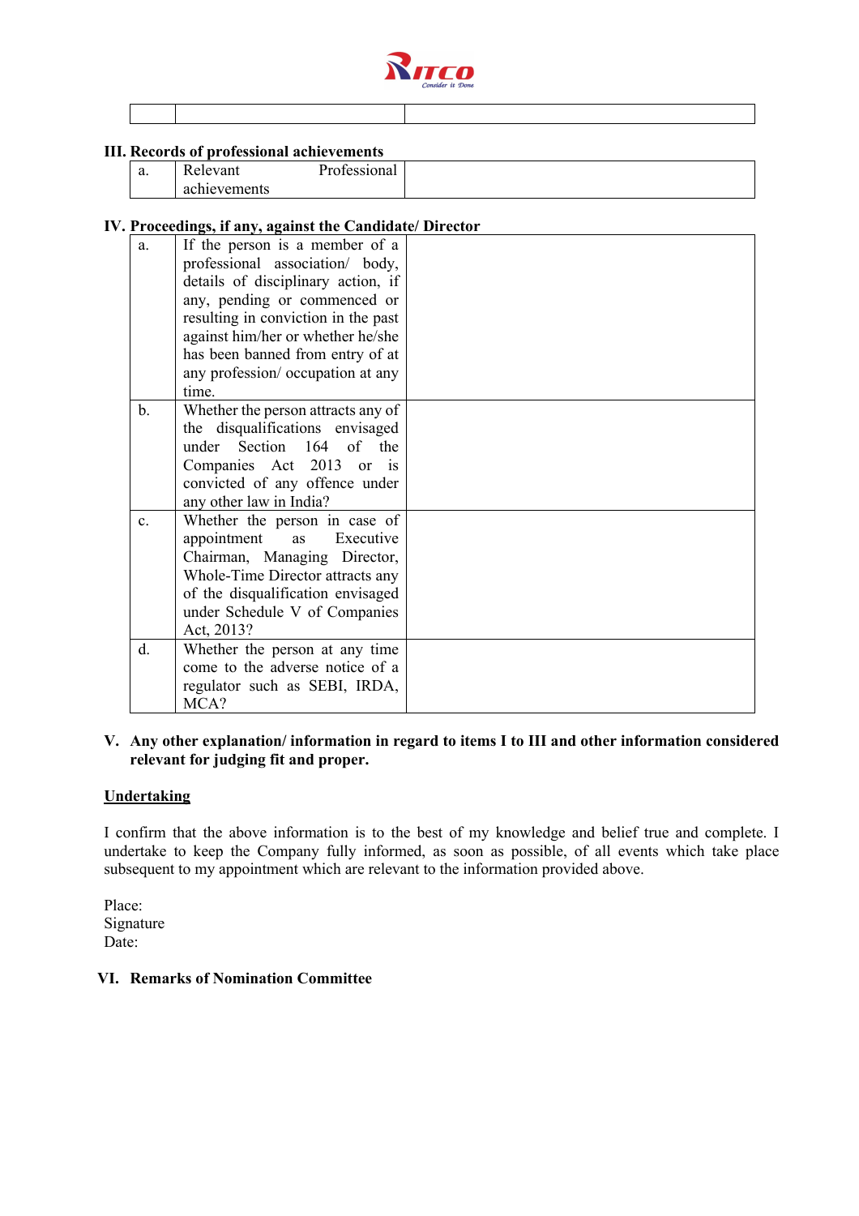| | | |
|---|---|---|
| | | |

**III. Records of professional achievements**

| | | |
|---|---|---|
| a. | Relevant Professional achievements | |

**IV. Proceedings, if any, against the Candidate/ Director**

| | | |
|---|---|---|
| a. | If the person is a member of a professional association/ body, details of disciplinary action, if any, pending or commenced or resulting in conviction in the past against him/her or whether he/she has been banned from entry of at any profession/ occupation at any time. | |
| b. | Whether the person attracts any of the disqualifications envisaged under Section 164 of the Companies Act 2013 or is convicted of any offence under any other law in India? | |
| c. | Whether the person in case of appointment as Executive Chairman, Managing Director, Whole-Time Director attracts any of the disqualification envisaged under Schedule V of Companies Act, 2013? | |
| d. | Whether the person at any time come to the adverse notice of a regulator such as SEBI, IRDA, MCA? | |

**V. Any other explanation/ information in regard to items I to III and other information considered relevant for judging fit and proper.**

**Undertaking**

I confirm that the above information is to the best of my knowledge and belief true and complete. I undertake to keep the Company fully informed, as soon as possible, of all events which take place subsequent to my appointment which are relevant to the information provided above.

Place:
Signature
Date:

**VI. Remarks of Nomination Committee**